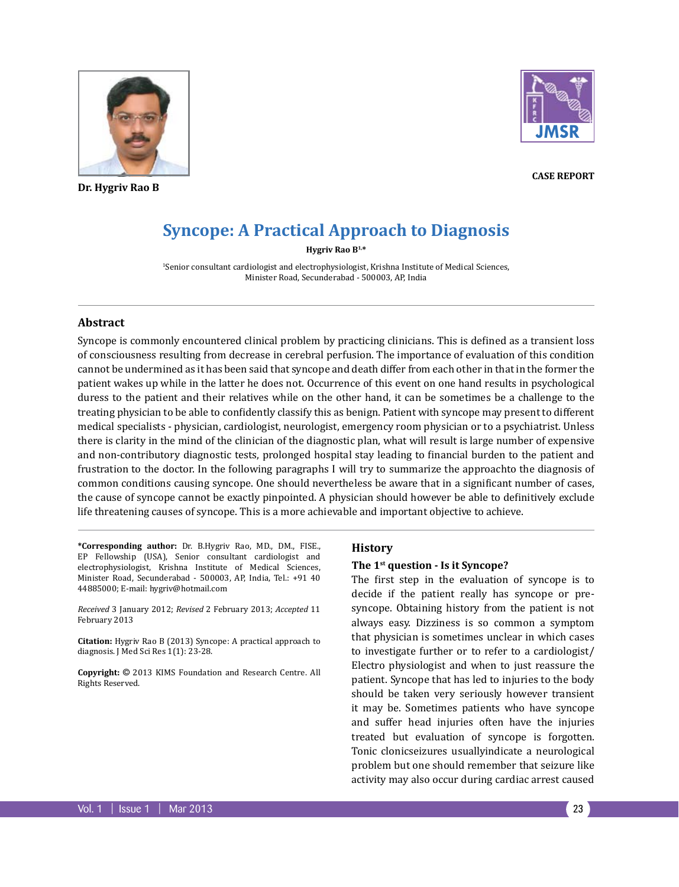Dr. Hygriv Rao B

CASE REPORT

# Syncope: A Practical Approach to Diagnosis

**Hygriv Rao B[1,*]**

[1]Senior consultant cardiologist and electrophysiologist, Krishna Institute of Medical Sciences, Minister Road, Secunderabad - 500003, AP, India

## Abstract

Syncope is commonly encountered clinical problem by practicing clinicians. This is defined as a transient loss of consciousness resulting from decrease in cerebral perfusion. The importance of evaluation of this condition cannot be undermined as it has been said that syncope and death differ from each other in that in the former the patient wakes up while in the latter he does not. Occurrence of this event on one hand results in psychological duress to the patient and their relatives while on the other hand, it can be sometimes be a challenge to the treating physician to be able to confidently classify this as benign. Patient with syncope may present to different medical specialists - physician, cardiologist, neurologist, emergency room physician or to a psychiatrist. Unless there is clarity in the mind of the clinician of the diagnostic plan, what will result is large number of expensive and non-contributory diagnostic tests, prolonged hospital stay leading to financial burden to the patient and frustration to the doctor. In the following paragraphs I will try to summarize the approachto the diagnosis of common conditions causing syncope. One should nevertheless be aware that in a significant number of cases, the cause of syncope cannot be exactly pinpointed. A physician should however be able to definitively exclude life threatening causes of syncope. This is a more achievable and important objective to achieve.

**\*Corresponding author:** Dr. B.Hygriv Rao, MD., DM., FISE., EP Fellowship (USA), Senior consultant cardiologist and electrophysiologist, Krishna Institute of Medical Sciences, Minister Road, Secunderabad - 500003, AP, India, Tel.: +91 40 44885000; E-mail: hygriv@hotmail.com

*Received* 3 January 2012; *Revised* 2 February 2013; *Accepted* 11 February 2013

**Citation:** Hygriv Rao B (2013) Syncope: A practical approach to diagnosis. J Med Sci Res 1(1): 23-28.

**Copyright:** © 2013 KIMS Foundation and Research Centre. All Rights Reserved.

## History

### The 1st question - Is it Syncope?

The first step in the evaluation of syncope is to decide if the patient really has syncope or pre-syncope. Obtaining history from the patient is not always easy. Dizziness is so common a symptom that physician is sometimes unclear in which cases to investigate further or to refer to a cardiologist/ Electro physiologist and when to just reassure the patient. Syncope that has led to injuries to the body should be taken very seriously however transient it may be. Sometimes patients who have syncope and suffer head injuries often have the injuries treated but evaluation of syncope is forgotten. Tonic clonicseizures usuallyindicate a neurological problem but one should remember that seizure like activity may also occur during cardiac arrest caused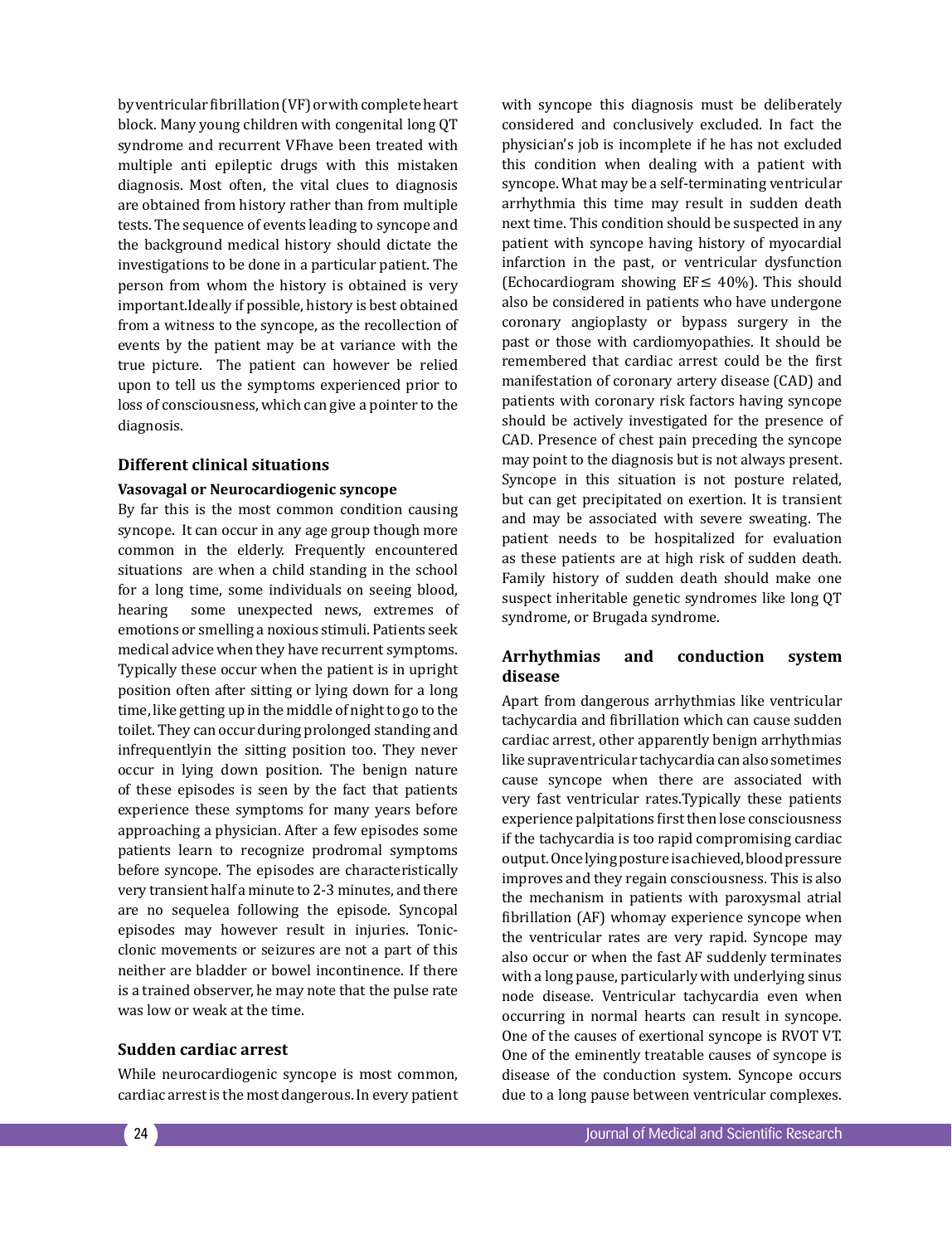by ventricular fibrillation (VF) or with complete heart block. Many young children with congenital long QT syndrome and recurrent VFhave been treated with multiple anti epileptic drugs with this mistaken diagnosis. Most often, the vital clues to diagnosis are obtained from history rather than from multiple tests. The sequence of events leading to syncope and the background medical history should dictate the investigations to be done in a particular patient. The person from whom the history is obtained is very important.Ideally if possible, history is best obtained from a witness to the syncope, as the recollection of events by the patient may be at variance with the true picture. The patient can however be relied upon to tell us the symptoms experienced prior to loss of consciousness, which can give a pointer to the diagnosis.

## Different clinical situations

### Vasovagal or Neurocardiogenic syncope

By far this is the most common condition causing syncope. It can occur in any age group though more common in the elderly. Frequently encountered situations are when a child standing in the school for a long time, some individuals on seeing blood, hearing some unexpected news, extremes of emotions or smelling a noxious stimuli. Patients seek medical advice when they have recurrent symptoms. Typically these occur when the patient is in upright position often after sitting or lying down for a long time, like getting up in the middle of night to go to the toilet. They can occur during prolonged standing and infrequentlyin the sitting position too. They never occur in lying down position. The benign nature of these episodes is seen by the fact that patients experience these symptoms for many years before approaching a physician. After a few episodes some patients learn to recognize prodromal symptoms before syncope. The episodes are characteristically very transient half a minute to 2-3 minutes, and there are no sequelea following the episode. Syncopal episodes may however result in injuries. Tonic-clonic movements or seizures are not a part of this neither are bladder or bowel incontinence. If there is a trained observer, he may note that the pulse rate was low or weak at the time.

### Sudden cardiac arrest

While neurocardiogenic syncope is most common, cardiac arrest is the most dangerous. In every patient with syncope this diagnosis must be deliberately considered and conclusively excluded. In fact the physician's job is incomplete if he has not excluded this condition when dealing with a patient with syncope. What may be a self-terminating ventricular arrhythmia this time may result in sudden death next time. This condition should be suspected in any patient with syncope having history of myocardial infarction in the past, or ventricular dysfunction (Echocardiogram showing EF$\leq$ 40%). This should also be considered in patients who have undergone coronary angioplasty or bypass surgery in the past or those with cardiomyopathies. It should be remembered that cardiac arrest could be the first manifestation of coronary artery disease (CAD) and patients with coronary risk factors having syncope should be actively investigated for the presence of CAD. Presence of chest pain preceding the syncope may point to the diagnosis but is not always present. Syncope in this situation is not posture related, but can get precipitated on exertion. It is transient and may be associated with severe sweating. The patient needs to be hospitalized for evaluation as these patients are at high risk of sudden death. Family history of sudden death should make one suspect inheritable genetic syndromes like long QT syndrome, or Brugada syndrome.

### Arrhythmias and conduction system disease

Apart from dangerous arrhythmias like ventricular tachycardia and fibrillation which can cause sudden cardiac arrest, other apparently benign arrhythmias like supraventricular tachycardia can also sometimes cause syncope when there are associated with very fast ventricular rates.Typically these patients experience palpitations first then lose consciousness if the tachycardia is too rapid compromising cardiac output. Once lying posture is achieved, blood pressure improves and they regain consciousness. This is also the mechanism in patients with paroxysmal atrial fibrillation (AF) whomay experience syncope when the ventricular rates are very rapid. Syncope may also occur or when the fast AF suddenly terminates with a long pause, particularly with underlying sinus node disease. Ventricular tachycardia even when occurring in normal hearts can result in syncope. One of the causes of exertional syncope is RVOT VT. One of the eminently treatable causes of syncope is disease of the conduction system. Syncope occurs due to a long pause between ventricular complexes.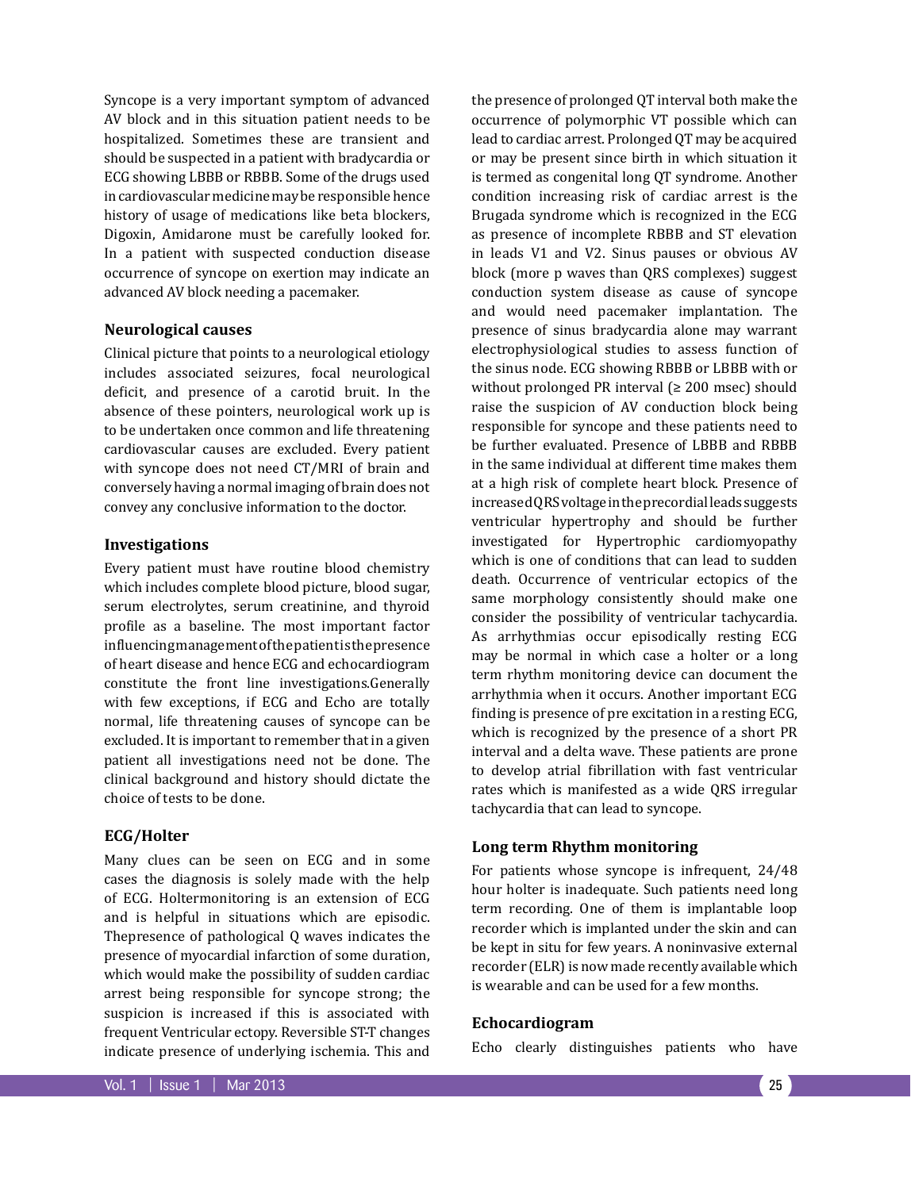Syncope is a very important symptom of advanced AV block and in this situation patient needs to be hospitalized. Sometimes these are transient and should be suspected in a patient with bradycardia or ECG showing LBBB or RBBB. Some of the drugs used in cardiovascular medicine may be responsible hence history of usage of medications like beta blockers, Digoxin, Amidarone must be carefully looked for. In a patient with suspected conduction disease occurrence of syncope on exertion may indicate an advanced AV block needing a pacemaker.

### Neurological causes

Clinical picture that points to a neurological etiology includes associated seizures, focal neurological deficit, and presence of a carotid bruit. In the absence of these pointers, neurological work up is to be undertaken once common and life threatening cardiovascular causes are excluded. Every patient with syncope does not need CT/MRI of brain and conversely having a normal imaging of brain does not convey any conclusive information to the doctor.

### Investigations

Every patient must have routine blood chemistry which includes complete blood picture, blood sugar, serum electrolytes, serum creatinine, and thyroid profile as a baseline. The most important factor influencing management of the patient is the presence of heart disease and hence ECG and echocardiogram constitute the front line investigations.Generally with few exceptions, if ECG and Echo are totally normal, life threatening causes of syncope can be excluded. It is important to remember that in a given patient all investigations need not be done. The clinical background and history should dictate the choice of tests to be done.

### ECG/Holter

Many clues can be seen on ECG and in some cases the diagnosis is solely made with the help of ECG. Holtermonitoring is an extension of ECG and is helpful in situations which are episodic. Thepresence of pathological Q waves indicates the presence of myocardial infarction of some duration, which would make the possibility of sudden cardiac arrest being responsible for syncope strong; the suspicion is increased if this is associated with frequent Ventricular ectopy. Reversible ST-T changes indicate presence of underlying ischemia. This and the presence of prolonged QT interval both make the occurrence of polymorphic VT possible which can lead to cardiac arrest. Prolonged QT may be acquired or may be present since birth in which situation it is termed as congenital long QT syndrome. Another condition increasing risk of cardiac arrest is the Brugada syndrome which is recognized in the ECG as presence of incomplete RBBB and ST elevation in leads V1 and V2. Sinus pauses or obvious AV block (more p waves than QRS complexes) suggest conduction system disease as cause of syncope and would need pacemaker implantation. The presence of sinus bradycardia alone may warrant electrophysiological studies to assess function of the sinus node. ECG showing RBBB or LBBB with or without prolonged PR interval (≥ 200 msec) should raise the suspicion of AV conduction block being responsible for syncope and these patients need to be further evaluated. Presence of LBBB and RBBB in the same individual at different time makes them at a high risk of complete heart block. Presence of increased QRS voltage in the precordial leads suggests ventricular hypertrophy and should be further investigated for Hypertrophic cardiomyopathy which is one of conditions that can lead to sudden death. Occurrence of ventricular ectopics of the same morphology consistently should make one consider the possibility of ventricular tachycardia. As arrhythmias occur episodically resting ECG may be normal in which case a holter or a long term rhythm monitoring device can document the arrhythmia when it occurs. Another important ECG finding is presence of pre excitation in a resting ECG, which is recognized by the presence of a short PR interval and a delta wave. These patients are prone to develop atrial fibrillation with fast ventricular rates which is manifested as a wide QRS irregular tachycardia that can lead to syncope.

### Long term Rhythm monitoring

For patients whose syncope is infrequent, 24/48 hour holter is inadequate. Such patients need long term recording. One of them is implantable loop recorder which is implanted under the skin and can be kept in situ for few years. A noninvasive external recorder (ELR) is now made recently available which is wearable and can be used for a few months.

### Echocardiogram

Echo clearly distinguishes patients who have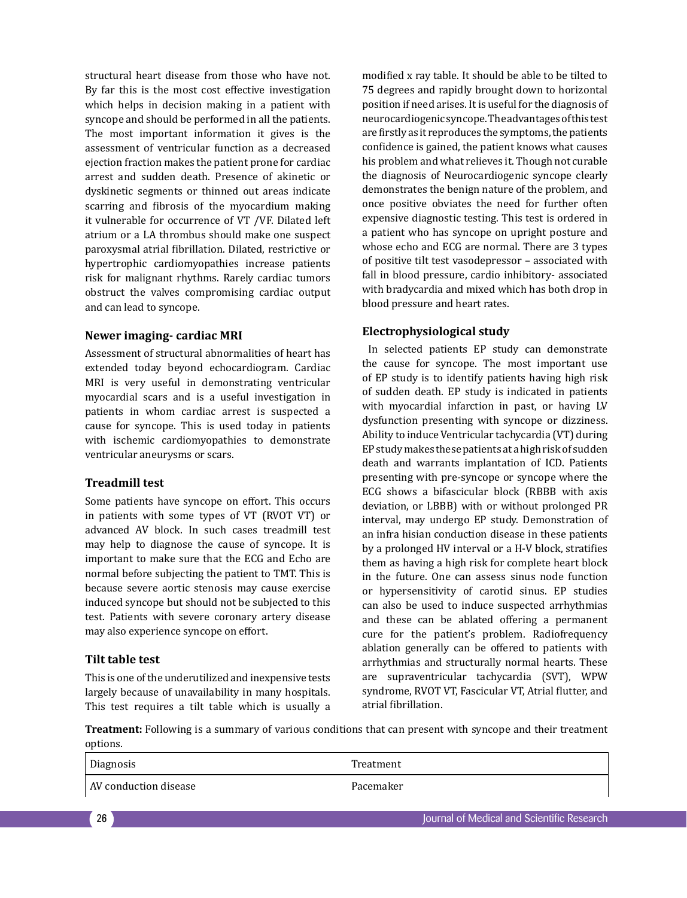structural heart disease from those who have not. By far this is the most cost effective investigation which helps in decision making in a patient with syncope and should be performed in all the patients. The most important information it gives is the assessment of ventricular function as a decreased ejection fraction makes the patient prone for cardiac arrest and sudden death. Presence of akinetic or dyskinetic segments or thinned out areas indicate scarring and fibrosis of the myocardium making it vulnerable for occurrence of VT /VF. Dilated left atrium or a LA thrombus should make one suspect paroxysmal atrial fibrillation. Dilated, restrictive or hypertrophic cardiomyopathies increase patients risk for malignant rhythms. Rarely cardiac tumors obstruct the valves compromising cardiac output and can lead to syncope.

### Newer imaging- cardiac MRI

Assessment of structural abnormalities of heart has extended today beyond echocardiogram. Cardiac MRI is very useful in demonstrating ventricular myocardial scars and is a useful investigation in patients in whom cardiac arrest is suspected a cause for syncope. This is used today in patients with ischemic cardiomyopathies to demonstrate ventricular aneurysms or scars.

### Treadmill test

Some patients have syncope on effort. This occurs in patients with some types of VT (RVOT VT) or advanced AV block. In such cases treadmill test may help to diagnose the cause of syncope. It is important to make sure that the ECG and Echo are normal before subjecting the patient to TMT. This is because severe aortic stenosis may cause exercise induced syncope but should not be subjected to this test. Patients with severe coronary artery disease may also experience syncope on effort.

### Tilt table test

This is one of the underutilized and inexpensive tests largely because of unavailability in many hospitals. This test requires a tilt table which is usually a modified x ray table. It should be able to be tilted to 75 degrees and rapidly brought down to horizontal position if need arises. It is useful for the diagnosis of neurocardiogenic syncope. The advantages of this test are firstly as it reproduces the symptoms, the patients confidence is gained, the patient knows what causes his problem and what relieves it. Though not curable the diagnosis of Neurocardiogenic syncope clearly demonstrates the benign nature of the problem, and once positive obviates the need for further often expensive diagnostic testing. This test is ordered in a patient who has syncope on upright posture and whose echo and ECG are normal. There are 3 types of positive tilt test vasodepressor – associated with fall in blood pressure, cardio inhibitory- associated with bradycardia and mixed which has both drop in blood pressure and heart rates.

### Electrophysiological study

In selected patients EP study can demonstrate the cause for syncope. The most important use of EP study is to identify patients having high risk of sudden death. EP study is indicated in patients with myocardial infarction in past, or having LV dysfunction presenting with syncope or dizziness. Ability to induce Ventricular tachycardia (VT) during EP study makes these patients at a high risk of sudden death and warrants implantation of ICD. Patients presenting with pre-syncope or syncope where the ECG shows a bifascicular block (RBBB with axis deviation, or LBBB) with or without prolonged PR interval, may undergo EP study. Demonstration of an infra hisian conduction disease in these patients by a prolonged HV interval or a H-V block, stratifies them as having a high risk for complete heart block in the future. One can assess sinus node function or hypersensitivity of carotid sinus. EP studies can also be used to induce suspected arrhythmias and these can be ablated offering a permanent cure for the patient's problem. Radiofrequency ablation generally can be offered to patients with arrhythmias and structurally normal hearts. These are supraventricular tachycardia (SVT), WPW syndrome, RVOT VT, Fascicular VT, Atrial flutter, and atrial fibrillation.

**Treatment:** Following is a summary of various conditions that can present with syncope and their treatment options.

| Diagnosis | Treatment |
|---|---|
| AV conduction disease | Pacemaker |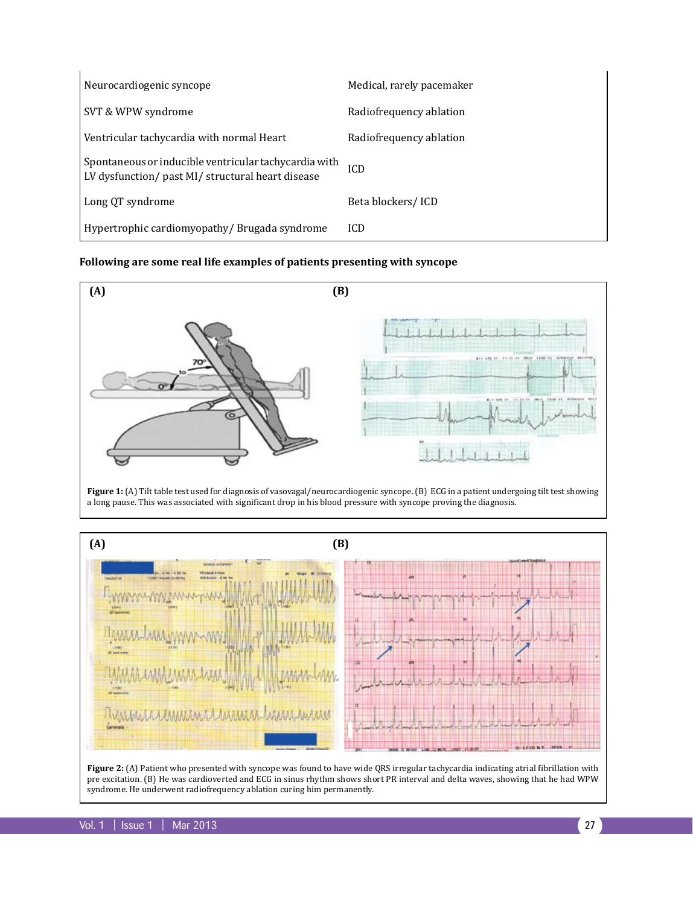| | |
|---|---|
| Neurocardiogenic syncope | Medical, rarely pacemaker |
| SVT & WPW syndrome | Radiofrequency ablation |
| Ventricular tachycardia with normal Heart | Radiofrequency ablation |
| Spontaneous or inducible ventricular tachycardia with LV dysfunction/ past MI/ structural heart disease | ICD |
| Long QT syndrome | Beta blockers/ ICD |
| Hypertrophic cardiomyopathy/ Brugada syndrome | ICD |

**Following are some real life examples of patients presenting with syncope**

**Figure 1:** (A) Tilt table test used for diagnosis of vasovagal/neurocardiogenic syncope. (B) ECG in a patient undergoing tilt test showing a long pause. This was associated with significant drop in his blood pressure with syncope proving the diagnosis.

**Figure 2:** (A) Patient who presented with syncope was found to have wide QRS irregular tachycardia indicating atrial fibrillation with pre excitation. (B) He was cardioverted and ECG in sinus rhythm shows short PR interval and delta waves, showing that he had WPW syndrome. He underwent radiofrequency ablation curing him permanently.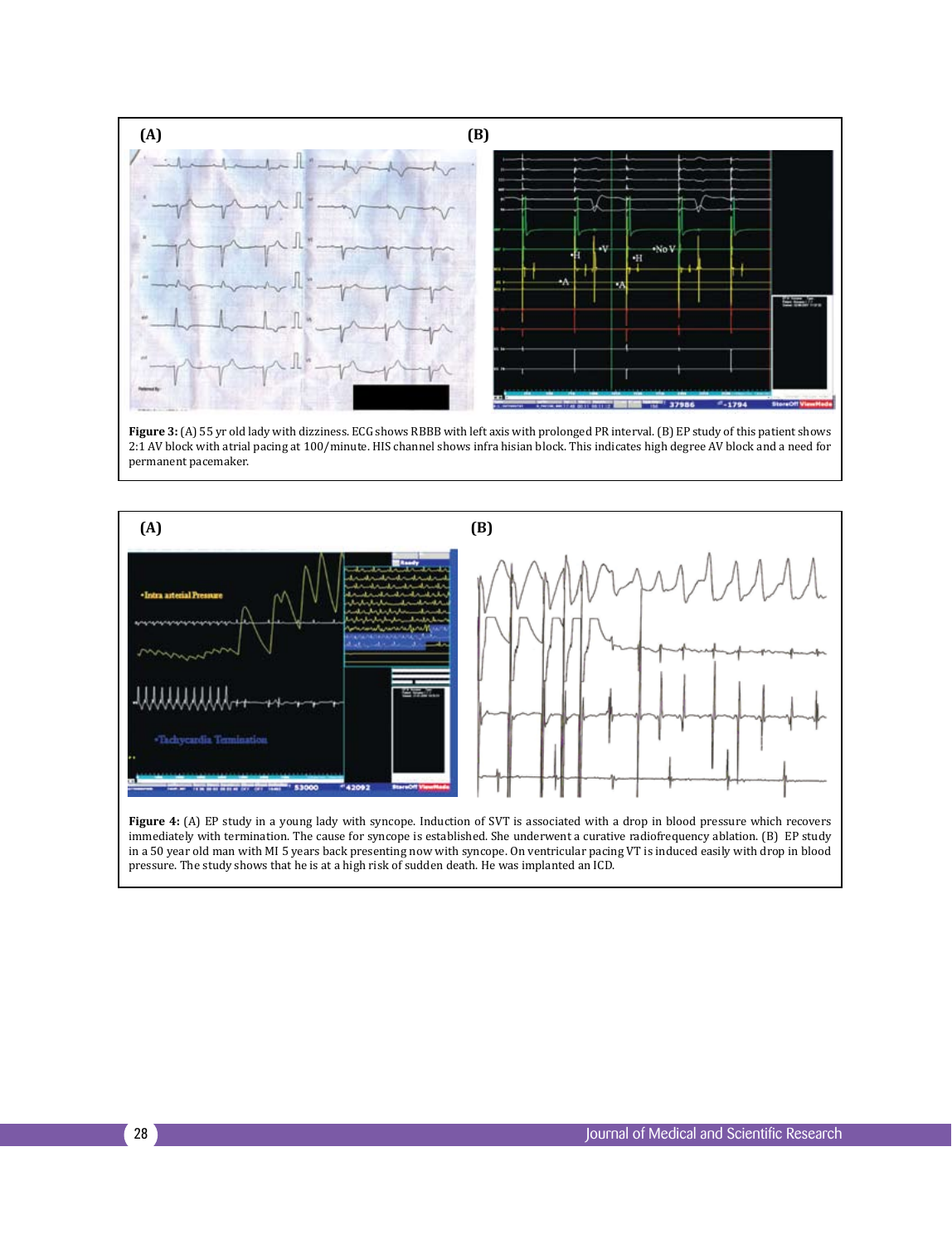(A)

(B)

**Figure 3:** (A) 55 yr old lady with dizziness. ECG shows RBBB with left axis with prolonged PR interval. (B) EP study of this patient shows 2:1 AV block with atrial pacing at 100/minute. HIS channel shows infra hisian block. This indicates high degree AV block and a need for permanent pacemaker.

(A)

(B)

**Figure 4:** (A) EP study in a young lady with syncope. Induction of SVT is associated with a drop in blood pressure which recovers immediately with termination. The cause for syncope is established. She underwent a curative radiofrequency ablation. (B) EP study in a 50 year old man with MI 5 years back presenting now with syncope. On ventricular pacing VT is induced easily with drop in blood pressure. The study shows that he is at a high risk of sudden death. He was implanted an ICD.